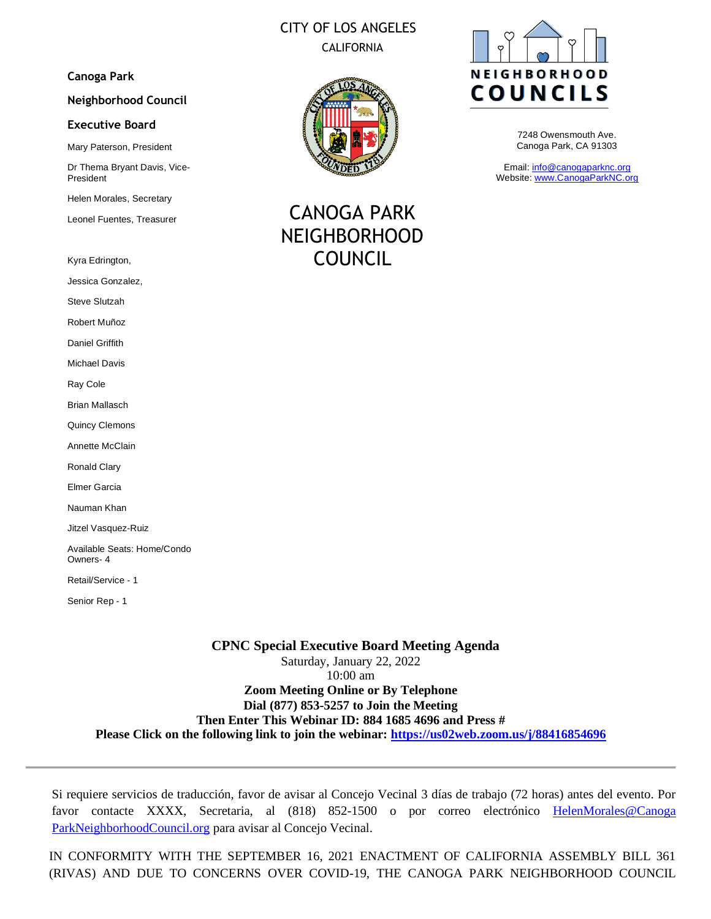CITY OF LOS ANGELES

CALIFORNIA

**Canoga Park**

**Neighborhood Council**

**Executive Board**

Mary Paterson, President

Dr Thema Bryant Davis, Vice-President

Helen Morales, Secretary

Leonel Fuentes, Treasurer

Kyra Edrington,

Jessica Gonzalez,

Steve Slutzah

Robert Muñoz

Daniel Griffith

Michael Davis

Ray Cole

Brian Mallasch

Quincy Clemons

Annette McClain

Ronald Clary

Elmer Garcia

Nauman Khan

Jitzel Vasquez-Ruiz

Available Seats: Home/Condo Owners- 4

Retail/Service - 1

Senior Rep - 1

# CANOGA PARK NEIGHBORHOOD COUNCIL

NEIGHBORHOOD COUNCILS

7248 Owensmouth Ave.
Canoga Park, CA 91303

Email: info@canogaparknc.org
Website: www.CanogaParkNC.org

**CPNC Special Executive Board Meeting Agenda**
Saturday, January 22, 2022
10:00 am
**Zoom Meeting Online or By Telephone**
**Dial (877) 853-5257 to Join the Meeting**
**Then Enter This Webinar ID: 884 1685 4696 and Press #**
**Please Click on the following link to join the webinar: https://us02web.zoom.us/j/88416854696**

---

Si requiere servicios de traducción, favor de avisar al Concejo Vecinal 3 días de trabajo (72 horas) antes del evento. Por favor contacte XXXX, Secretaria, al (818) 852-1500 o por correo electrónico HelenMorales@CanogaParkNeighborhoodCouncil.org para avisar al Concejo Vecinal.

IN CONFORMITY WITH THE SEPTEMBER 16, 2021 ENACTMENT OF CALIFORNIA ASSEMBLY BILL 361 (RIVAS) AND DUE TO CONCERNS OVER COVID-19, THE CANOGA PARK NEIGHBORHOOD COUNCIL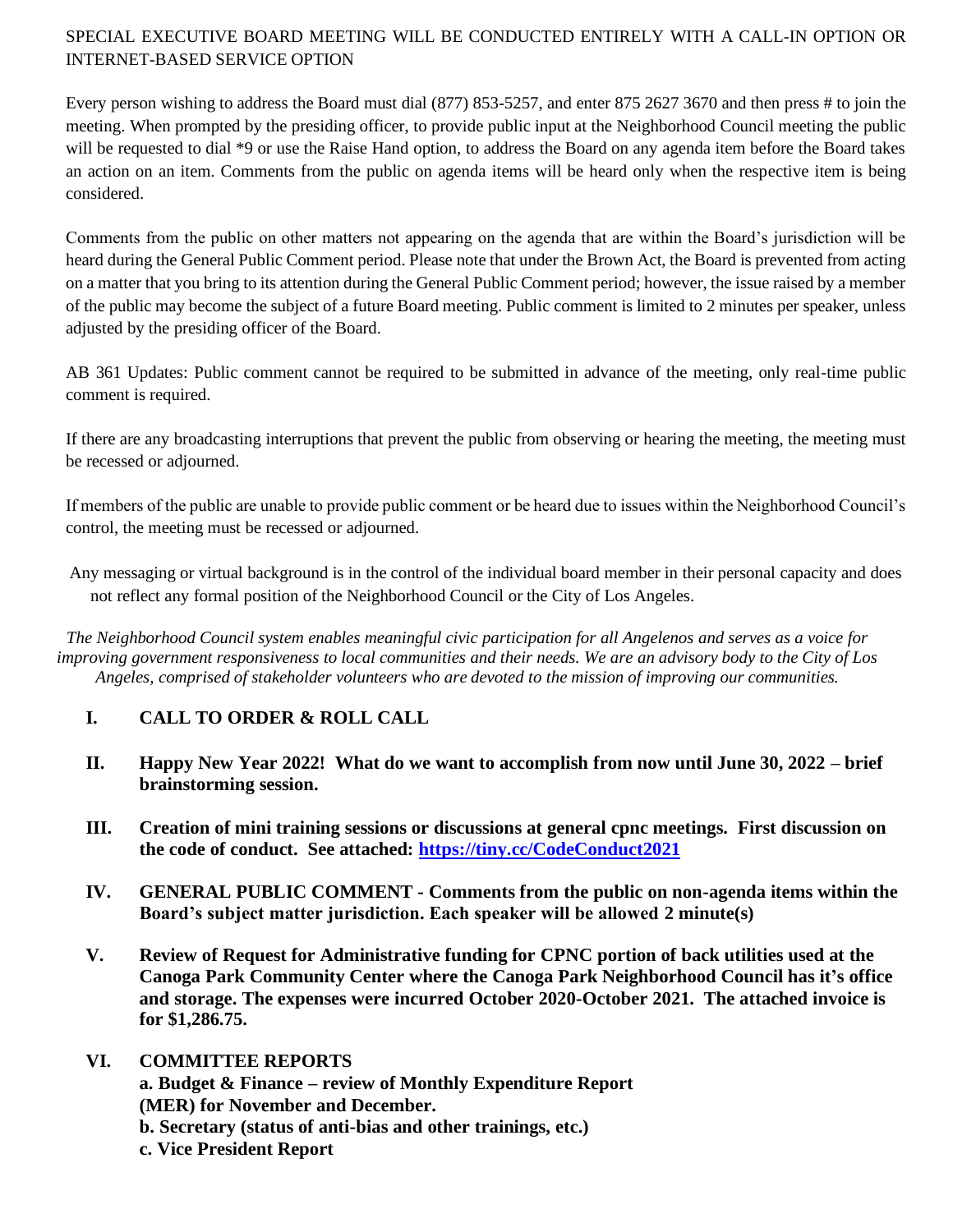SPECIAL EXECUTIVE BOARD MEETING WILL BE CONDUCTED ENTIRELY WITH A CALL-IN OPTION OR INTERNET-BASED SERVICE OPTION

Every person wishing to address the Board must dial (877) 853-5257, and enter 875 2627 3670 and then press # to join the meeting. When prompted by the presiding officer, to provide public input at the Neighborhood Council meeting the public will be requested to dial *9 or use the Raise Hand option, to address the Board on any agenda item before the Board takes an action on an item. Comments from the public on agenda items will be heard only when the respective item is being considered.

Comments from the public on other matters not appearing on the agenda that are within the Board's jurisdiction will be heard during the General Public Comment period. Please note that under the Brown Act, the Board is prevented from acting on a matter that you bring to its attention during the General Public Comment period; however, the issue raised by a member of the public may become the subject of a future Board meeting. Public comment is limited to 2 minutes per speaker, unless adjusted by the presiding officer of the Board.

AB 361 Updates: Public comment cannot be required to be submitted in advance of the meeting, only real-time public comment is required.

If there are any broadcasting interruptions that prevent the public from observing or hearing the meeting, the meeting must be recessed or adjourned.

If members of the public are unable to provide public comment or be heard due to issues within the Neighborhood Council's control, the meeting must be recessed or adjourned.

Any messaging or virtual background is in the control of the individual board member in their personal capacity and does not reflect any formal position of the Neighborhood Council or the City of Los Angeles.

*The Neighborhood Council system enables meaningful civic participation for all Angelenos and serves as a voice for improving government responsiveness to local communities and their needs. We are an advisory body to the City of Los Angeles, comprised of stakeholder volunteers who are devoted to the mission of improving our communities.*

**I. CALL TO ORDER & ROLL CALL**

**II. Happy New Year 2022! What do we want to accomplish from now until June 30, 2022 – brief brainstorming session.**

**III. Creation of mini training sessions or discussions at general cpnc meetings. First discussion on the code of conduct. See attached: [https://tiny.cc/CodeConduct2021](https://tiny.cc/CodeConduct2021)**

**IV. GENERAL PUBLIC COMMENT - Comments from the public on non-agenda items within the Board's subject matter jurisdiction. Each speaker will be allowed 2 minute(s)**

**V. Review of Request for Administrative funding for CPNC portion of back utilities used at the Canoga Park Community Center where the Canoga Park Neighborhood Council has it's office and storage. The expenses were incurred October 2020-October 2021. The attached invoice is for $1,286.75.**

**VI. COMMITTEE REPORTS**
**a. Budget & Finance – review of Monthly Expenditure Report (MER) for November and December.**
**b. Secretary (status of anti-bias and other trainings, etc.)**
**c. Vice President Report**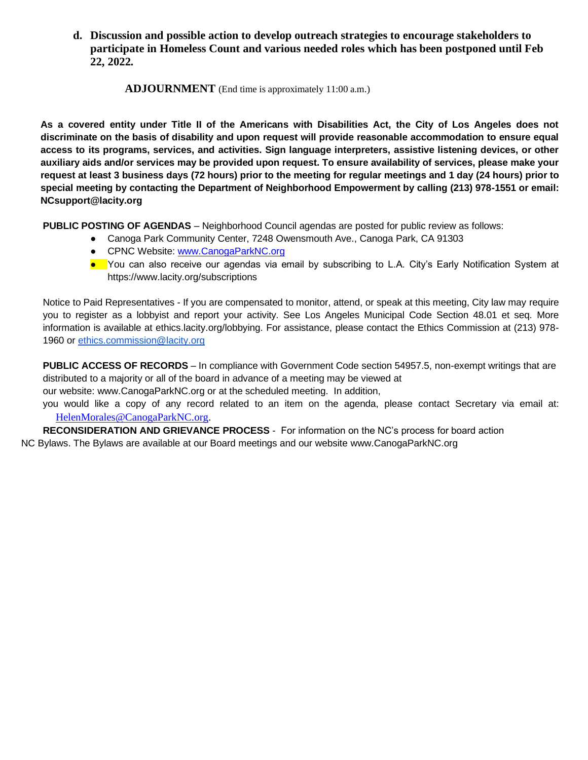**d. Discussion and possible action to develop outreach strategies to encourage stakeholders to participate in Homeless Count and various needed roles which has been postponed until Feb 22, 2022.**

**ADJOURNMENT** (End time is approximately 11:00 a.m.)

**As a covered entity under Title II of the Americans with Disabilities Act, the City of Los Angeles does not discriminate on the basis of disability and upon request will provide reasonable accommodation to ensure equal access to its programs, services, and activities. Sign language interpreters, assistive listening devices, or other auxiliary aids and/or services may be provided upon request. To ensure availability of services, please make your request at least 3 business days (72 hours) prior to the meeting for regular meetings and 1 day (24 hours) prior to special meeting by contacting the Department of Neighborhood Empowerment by calling (213) 978-1551 or email: NCsupport@lacity.org**

**PUBLIC POSTING OF AGENDAS** – Neighborhood Council agendas are posted for public review as follows:

- Canoga Park Community Center, 7248 Owensmouth Ave., Canoga Park, CA 91303
- CPNC Website: [www.CanogaParkNC.org](http://www.CanogaParkNC.org)
- You can also receive our agendas via email by subscribing to L.A. City's Early Notification System at https://www.lacity.org/subscriptions

Notice to Paid Representatives - If you are compensated to monitor, attend, or speak at this meeting, City law may require you to register as a lobbyist and report your activity. See Los Angeles Municipal Code Section 48.01 et seq. More information is available at ethics.lacity.org/lobbying. For assistance, please contact the Ethics Commission at (213) 978-1960 or [ethics.commission@lacity.org](mailto:ethics.commission@lacity.org)

**PUBLIC ACCESS OF RECORDS** – In compliance with Government Code section 54957.5, non-exempt writings that are distributed to a majority or all of the board in advance of a meeting may be viewed at our website: www.CanogaParkNC.org or at the scheduled meeting. In addition, you would like a copy of any record related to an item on the agenda, please contact Secretary via email at: [HelenMorales@CanogaParkNC.org](mailto:HelenMorales@CanogaParkNC.org).

**RECONSIDERATION AND GRIEVANCE PROCESS** - For information on the NC's process for board action NC Bylaws. The Bylaws are available at our Board meetings and our website www.CanogaParkNC.org